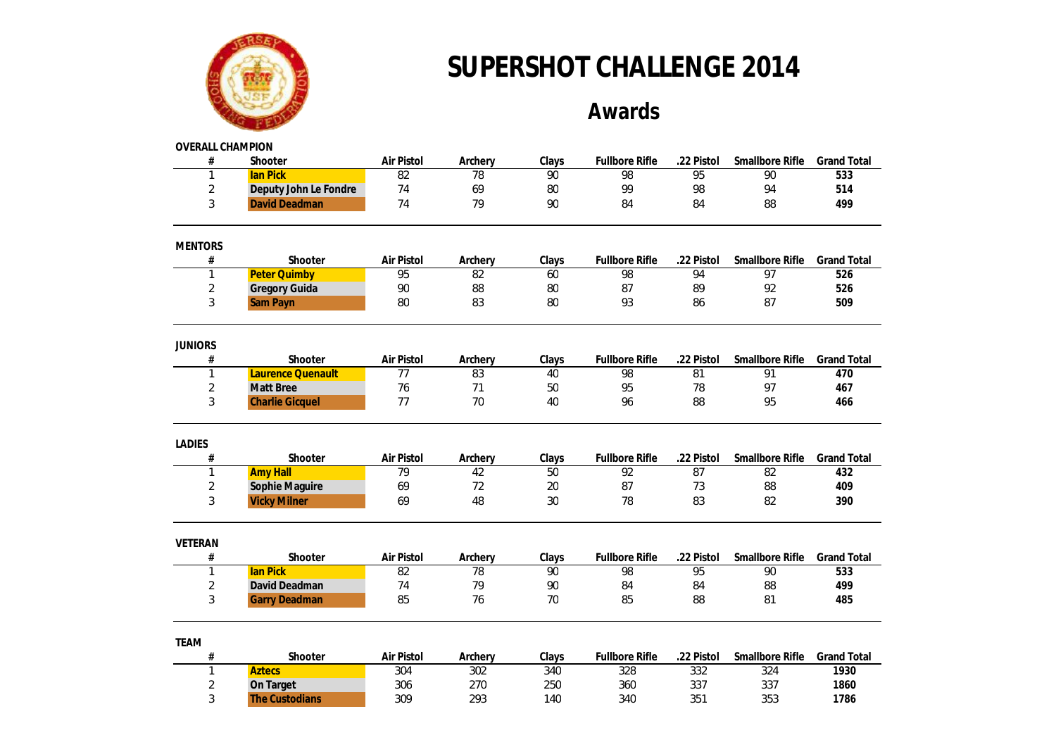# SUPERSHOT CHALLENGE 2014

## Awards

**OVERALL CHAMPION**

| # | Shooter | Air Pistol | Archery | Clays | Fullbore Rifle | .22 Pistol | Smallbore Rifle | Grand Total |
|---|---|---|---|---|---|---|---|---|
| 1 | **Ian Pick** | 82 | 78 | 90 | 98 | 95 | 90 | **533** |
| 2 | **Deputy John Le Fondre** | 74 | 69 | 80 | 99 | 98 | 94 | **514** |
| 3 | **David Deadman** | 74 | 79 | 90 | 84 | 84 | 88 | **499** |

**MENTORS**

| # | Shooter | Air Pistol | Archery | Clays | Fullbore Rifle | .22 Pistol | Smallbore Rifle | Grand Total |
|---|---|---|---|---|---|---|---|---|
| 1 | **Peter Quimby** | 95 | 82 | 60 | 98 | 94 | 97 | **526** |
| 2 | **Gregory Guida** | 90 | 88 | 80 | 87 | 89 | 92 | **526** |
| 3 | **Sam Payn** | 80 | 83 | 80 | 93 | 86 | 87 | **509** |

**JUNIORS**

| # | Shooter | Air Pistol | Archery | Clays | Fullbore Rifle | .22 Pistol | Smallbore Rifle | Grand Total |
|---|---|---|---|---|---|---|---|---|
| 1 | **Laurence Quenault** | 77 | 83 | 40 | 98 | 81 | 91 | **470** |
| 2 | **Matt Bree** | 76 | 71 | 50 | 95 | 78 | 97 | **467** |
| 3 | **Charlie Gicquel** | 77 | 70 | 40 | 96 | 88 | 95 | **466** |

**LADIES**

| # | Shooter | Air Pistol | Archery | Clays | Fullbore Rifle | .22 Pistol | Smallbore Rifle | Grand Total |
|---|---|---|---|---|---|---|---|---|
| 1 | **Amy Hall** | 79 | 42 | 50 | 92 | 87 | 82 | **432** |
| 2 | **Sophie Maguire** | 69 | 72 | 20 | 87 | 73 | 88 | **409** |
| 3 | **Vicky Milner** | 69 | 48 | 30 | 78 | 83 | 82 | **390** |

**VETERAN**

| # | Shooter | Air Pistol | Archery | Clays | Fullbore Rifle | .22 Pistol | Smallbore Rifle | Grand Total |
|---|---|---|---|---|---|---|---|---|
| 1 | **Ian Pick** | 82 | 78 | 90 | 98 | 95 | 90 | **533** |
| 2 | **David Deadman** | 74 | 79 | 90 | 84 | 84 | 88 | **499** |
| 3 | **Garry Deadman** | 85 | 76 | 70 | 85 | 88 | 81 | **485** |

**TEAM**

| # | Shooter | Air Pistol | Archery | Clays | Fullbore Rifle | .22 Pistol | Smallbore Rifle | Grand Total |
|---|---|---|---|---|---|---|---|---|
| 1 | **Aztecs** | 304 | 302 | 340 | 328 | 332 | 324 | **1930** |
| 2 | **On Target** | 306 | 270 | 250 | 360 | 337 | 337 | **1860** |
| 3 | **The Custodians** | 309 | 293 | 140 | 340 | 351 | 353 | **1786** |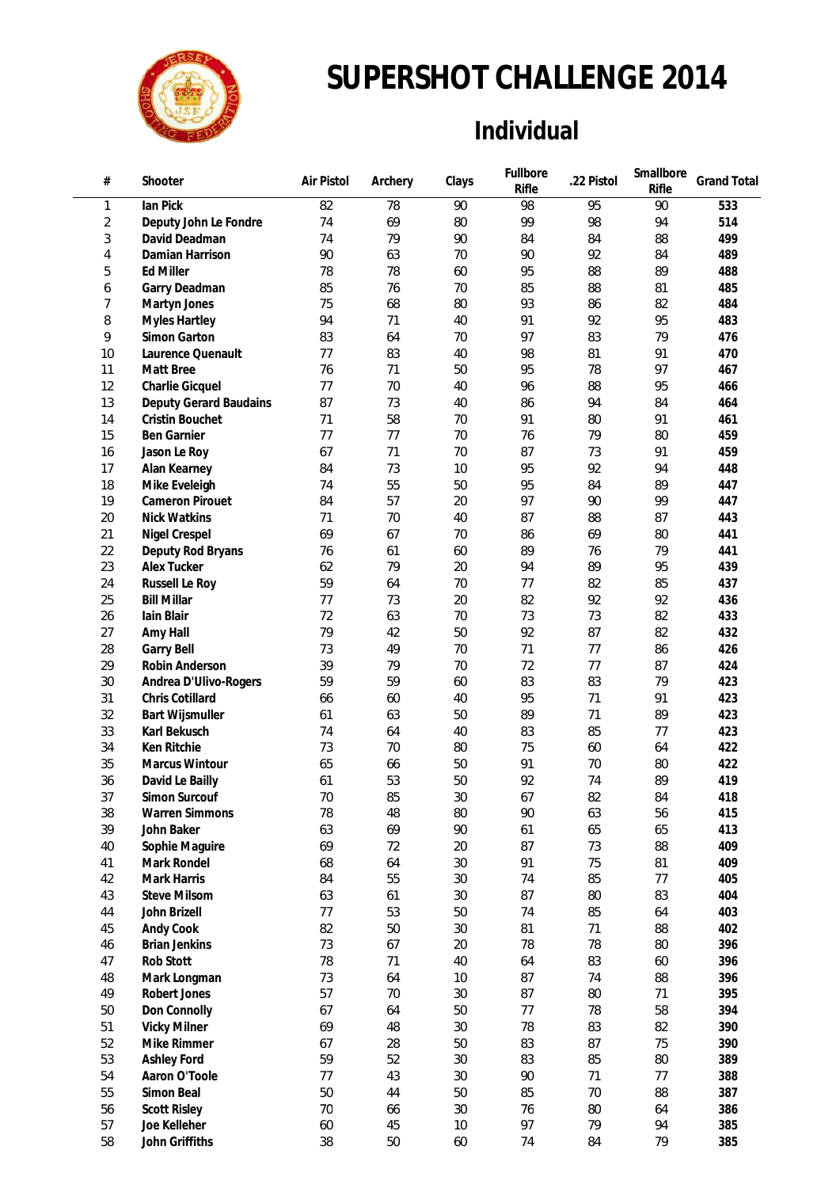# SUPERSHOT CHALLENGE 2014

## Individual

| # | Shooter | Air Pistol | Archery | Clays | Fullbore Rifle | .22 Pistol | Smallbore Rifle | Grand Total |
|---|---|---|---|---|---|---|---|---|
| 1 | **Ian Pick** | 82 | 78 | 90 | 98 | 95 | 90 | **533** |
| 2 | **Deputy John Le Fondre** | 74 | 69 | 80 | 99 | 98 | 94 | **514** |
| 3 | **David Deadman** | 74 | 79 | 90 | 84 | 84 | 88 | **499** |
| 4 | **Damian Harrison** | 90 | 63 | 70 | 90 | 92 | 84 | **489** |
| 5 | **Ed Miller** | 78 | 78 | 60 | 95 | 88 | 89 | **488** |
| 6 | **Garry Deadman** | 85 | 76 | 70 | 85 | 88 | 81 | **485** |
| 7 | **Martyn Jones** | 75 | 68 | 80 | 93 | 86 | 82 | **484** |
| 8 | **Myles Hartley** | 94 | 71 | 40 | 91 | 92 | 95 | **483** |
| 9 | **Simon Garton** | 83 | 64 | 70 | 97 | 83 | 79 | **476** |
| 10 | **Laurence Quenault** | 77 | 83 | 40 | 98 | 81 | 91 | **470** |
| 11 | **Matt Bree** | 76 | 71 | 50 | 95 | 78 | 97 | **467** |
| 12 | **Charlie Gicquel** | 77 | 70 | 40 | 96 | 88 | 95 | **466** |
| 13 | **Deputy Gerard Baudains** | 87 | 73 | 40 | 86 | 94 | 84 | **464** |
| 14 | **Cristin Bouchet** | 71 | 58 | 70 | 91 | 80 | 91 | **461** |
| 15 | **Ben Garnier** | 77 | 77 | 70 | 76 | 79 | 80 | **459** |
| 16 | **Jason Le Roy** | 67 | 71 | 70 | 87 | 73 | 91 | **459** |
| 17 | **Alan Kearney** | 84 | 73 | 10 | 95 | 92 | 94 | **448** |
| 18 | **Mike Eveleigh** | 74 | 55 | 50 | 95 | 84 | 89 | **447** |
| 19 | **Cameron Pirouet** | 84 | 57 | 20 | 97 | 90 | 99 | **447** |
| 20 | **Nick Watkins** | 71 | 70 | 40 | 87 | 88 | 87 | **443** |
| 21 | **Nigel Crespel** | 69 | 67 | 70 | 86 | 69 | 80 | **441** |
| 22 | **Deputy Rod Bryans** | 76 | 61 | 60 | 89 | 76 | 79 | **441** |
| 23 | **Alex Tucker** | 62 | 79 | 20 | 94 | 89 | 95 | **439** |
| 24 | **Russell Le Roy** | 59 | 64 | 70 | 77 | 82 | 85 | **437** |
| 25 | **Bill Millar** | 77 | 73 | 20 | 82 | 92 | 92 | **436** |
| 26 | **Iain Blair** | 72 | 63 | 70 | 73 | 73 | 82 | **433** |
| 27 | **Amy Hall** | 79 | 42 | 50 | 92 | 87 | 82 | **432** |
| 28 | **Garry Bell** | 73 | 49 | 70 | 71 | 77 | 86 | **426** |
| 29 | **Robin Anderson** | 39 | 79 | 70 | 72 | 77 | 87 | **424** |
| 30 | **Andrea D'Ulivo-Rogers** | 59 | 59 | 60 | 83 | 83 | 79 | **423** |
| 31 | **Chris Cotillard** | 66 | 60 | 40 | 95 | 71 | 91 | **423** |
| 32 | **Bart Wijsmuller** | 61 | 63 | 50 | 89 | 71 | 89 | **423** |
| 33 | **Karl Bekusch** | 74 | 64 | 40 | 83 | 85 | 77 | **423** |
| 34 | **Ken Ritchie** | 73 | 70 | 80 | 75 | 60 | 64 | **422** |
| 35 | **Marcus Wintour** | 65 | 66 | 50 | 91 | 70 | 80 | **422** |
| 36 | **David Le Bailly** | 61 | 53 | 50 | 92 | 74 | 89 | **419** |
| 37 | **Simon Surcouf** | 70 | 85 | 30 | 67 | 82 | 84 | **418** |
| 38 | **Warren Simmons** | 78 | 48 | 80 | 90 | 63 | 56 | **415** |
| 39 | **John Baker** | 63 | 69 | 90 | 61 | 65 | 65 | **413** |
| 40 | **Sophie Maguire** | 69 | 72 | 20 | 87 | 73 | 88 | **409** |
| 41 | **Mark Rondel** | 68 | 64 | 30 | 91 | 75 | 81 | **409** |
| 42 | **Mark Harris** | 84 | 55 | 30 | 74 | 85 | 77 | **405** |
| 43 | **Steve Milsom** | 63 | 61 | 30 | 87 | 80 | 83 | **404** |
| 44 | **John Brizell** | 77 | 53 | 50 | 74 | 85 | 64 | **403** |
| 45 | **Andy Cook** | 82 | 50 | 30 | 81 | 71 | 88 | **402** |
| 46 | **Brian Jenkins** | 73 | 67 | 20 | 78 | 78 | 80 | **396** |
| 47 | **Rob Stott** | 78 | 71 | 40 | 64 | 83 | 60 | **396** |
| 48 | **Mark Longman** | 73 | 64 | 10 | 87 | 74 | 88 | **396** |
| 49 | **Robert Jones** | 57 | 70 | 30 | 87 | 80 | 71 | **395** |
| 50 | **Don Connolly** | 67 | 64 | 50 | 77 | 78 | 58 | **394** |
| 51 | **Vicky Milner** | 69 | 48 | 30 | 78 | 83 | 82 | **390** |
| 52 | **Mike Rimmer** | 67 | 28 | 50 | 83 | 87 | 75 | **390** |
| 53 | **Ashley Ford** | 59 | 52 | 30 | 83 | 85 | 80 | **389** |
| 54 | **Aaron O'Toole** | 77 | 43 | 30 | 90 | 71 | 77 | **388** |
| 55 | **Simon Beal** | 50 | 44 | 50 | 85 | 70 | 88 | **387** |
| 56 | **Scott Risley** | 70 | 66 | 30 | 76 | 80 | 64 | **386** |
| 57 | **Joe Kelleher** | 60 | 45 | 10 | 97 | 79 | 94 | **385** |
| 58 | **John Griffiths** | 38 | 50 | 60 | 74 | 84 | 79 | **385** |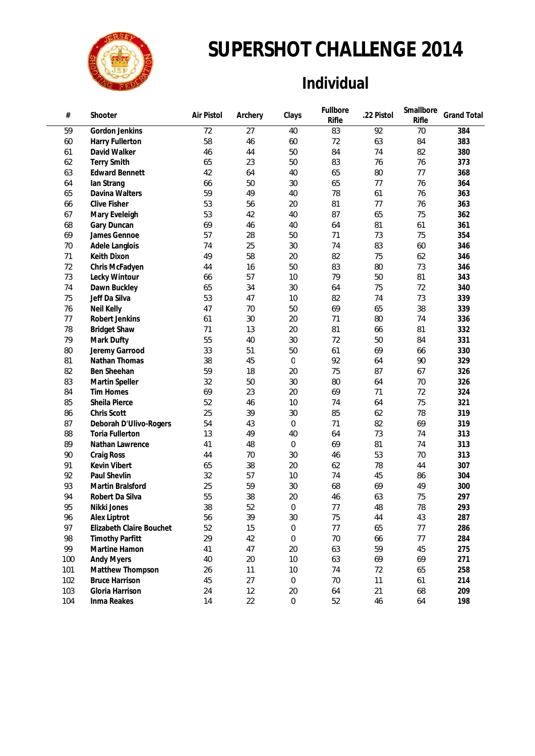# SUPERSHOT CHALLENGE 2014

## Individual

| # | Shooter | Air Pistol | Archery | Clays | Fullbore Rifle | .22 Pistol | Smallbore Rifle | Grand Total |
|---|---|---|---|---|---|---|---|---|
| 59 | Gordon Jenkins | 72 | 27 | 40 | 83 | 92 | 70 | **384** |
| 60 | Harry Fullerton | 58 | 46 | 60 | 72 | 63 | 84 | **383** |
| 61 | David Walker | 46 | 44 | 50 | 84 | 74 | 82 | **380** |
| 62 | Terry Smith | 65 | 23 | 50 | 83 | 76 | 76 | **373** |
| 63 | Edward Bennett | 42 | 64 | 40 | 65 | 80 | 77 | **368** |
| 64 | Ian Strang | 66 | 50 | 30 | 65 | 77 | 76 | **364** |
| 65 | Davina Walters | 59 | 49 | 40 | 78 | 61 | 76 | **363** |
| 66 | Clive Fisher | 53 | 56 | 20 | 81 | 77 | 76 | **363** |
| 67 | Mary Eveleigh | 53 | 42 | 40 | 87 | 65 | 75 | **362** |
| 68 | Gary Duncan | 69 | 46 | 40 | 64 | 81 | 61 | **361** |
| 69 | James Gennoe | 57 | 28 | 50 | 71 | 73 | 75 | **354** |
| 70 | Adele Langlois | 74 | 25 | 30 | 74 | 83 | 60 | **346** |
| 71 | Keith Dixon | 49 | 58 | 20 | 82 | 75 | 62 | **346** |
| 72 | Chris McFadyen | 44 | 16 | 50 | 83 | 80 | 73 | **346** |
| 73 | Lecky Wintour | 66 | 57 | 10 | 79 | 50 | 81 | **343** |
| 74 | Dawn Buckley | 65 | 34 | 30 | 64 | 75 | 72 | **340** |
| 75 | Jeff Da Silva | 53 | 47 | 10 | 82 | 74 | 73 | **339** |
| 76 | Neil Kelly | 47 | 70 | 50 | 69 | 65 | 38 | **339** |
| 77 | Robert Jenkins | 61 | 30 | 20 | 71 | 80 | 74 | **336** |
| 78 | Bridget Shaw | 71 | 13 | 20 | 81 | 66 | 81 | **332** |
| 79 | Mark Dufty | 55 | 40 | 30 | 72 | 50 | 84 | **331** |
| 80 | Jeremy Garrood | 33 | 51 | 50 | 61 | 69 | 66 | **330** |
| 81 | Nathan Thomas | 38 | 45 | 0 | 92 | 64 | 90 | **329** |
| 82 | Ben Sheehan | 59 | 18 | 20 | 75 | 87 | 67 | **326** |
| 83 | Martin Speller | 32 | 50 | 30 | 80 | 64 | 70 | **326** |
| 84 | Tim Homes | 69 | 23 | 20 | 69 | 71 | 72 | **324** |
| 85 | Sheila Pierce | 52 | 46 | 10 | 74 | 64 | 75 | **321** |
| 86 | Chris Scott | 25 | 39 | 30 | 85 | 62 | 78 | **319** |
| 87 | Deborah D'Ulivo-Rogers | 54 | 43 | 0 | 71 | 82 | 69 | **319** |
| 88 | Toria Fullerton | 13 | 49 | 40 | 64 | 73 | 74 | **313** |
| 89 | Nathan Lawrence | 41 | 48 | 0 | 69 | 81 | 74 | **313** |
| 90 | Craig Ross | 44 | 70 | 30 | 46 | 53 | 70 | **313** |
| 91 | Kevin Vibert | 65 | 38 | 20 | 62 | 78 | 44 | **307** |
| 92 | Paul Shevlin | 32 | 57 | 10 | 74 | 45 | 86 | **304** |
| 93 | Martin Bralsford | 25 | 59 | 30 | 68 | 69 | 49 | **300** |
| 94 | Robert Da Silva | 55 | 38 | 20 | 46 | 63 | 75 | **297** |
| 95 | Nikki Jones | 38 | 52 | 0 | 77 | 48 | 78 | **293** |
| 96 | Alex Liptrot | 56 | 39 | 30 | 75 | 44 | 43 | **287** |
| 97 | Elizabeth Claire Bouchet | 52 | 15 | 0 | 77 | 65 | 77 | **286** |
| 98 | Timothy Parfitt | 29 | 42 | 0 | 70 | 66 | 77 | **284** |
| 99 | Martine Hamon | 41 | 47 | 20 | 63 | 59 | 45 | **275** |
| 100 | Andy Myers | 40 | 20 | 10 | 63 | 69 | 69 | **271** |
| 101 | Matthew Thompson | 26 | 11 | 10 | 74 | 72 | 65 | **258** |
| 102 | Bruce Harrison | 45 | 27 | 0 | 70 | 11 | 61 | **214** |
| 103 | Gloria Harrison | 24 | 12 | 20 | 64 | 21 | 68 | **209** |
| 104 | Inma Reakes | 14 | 22 | 0 | 52 | 46 | 64 | **198** |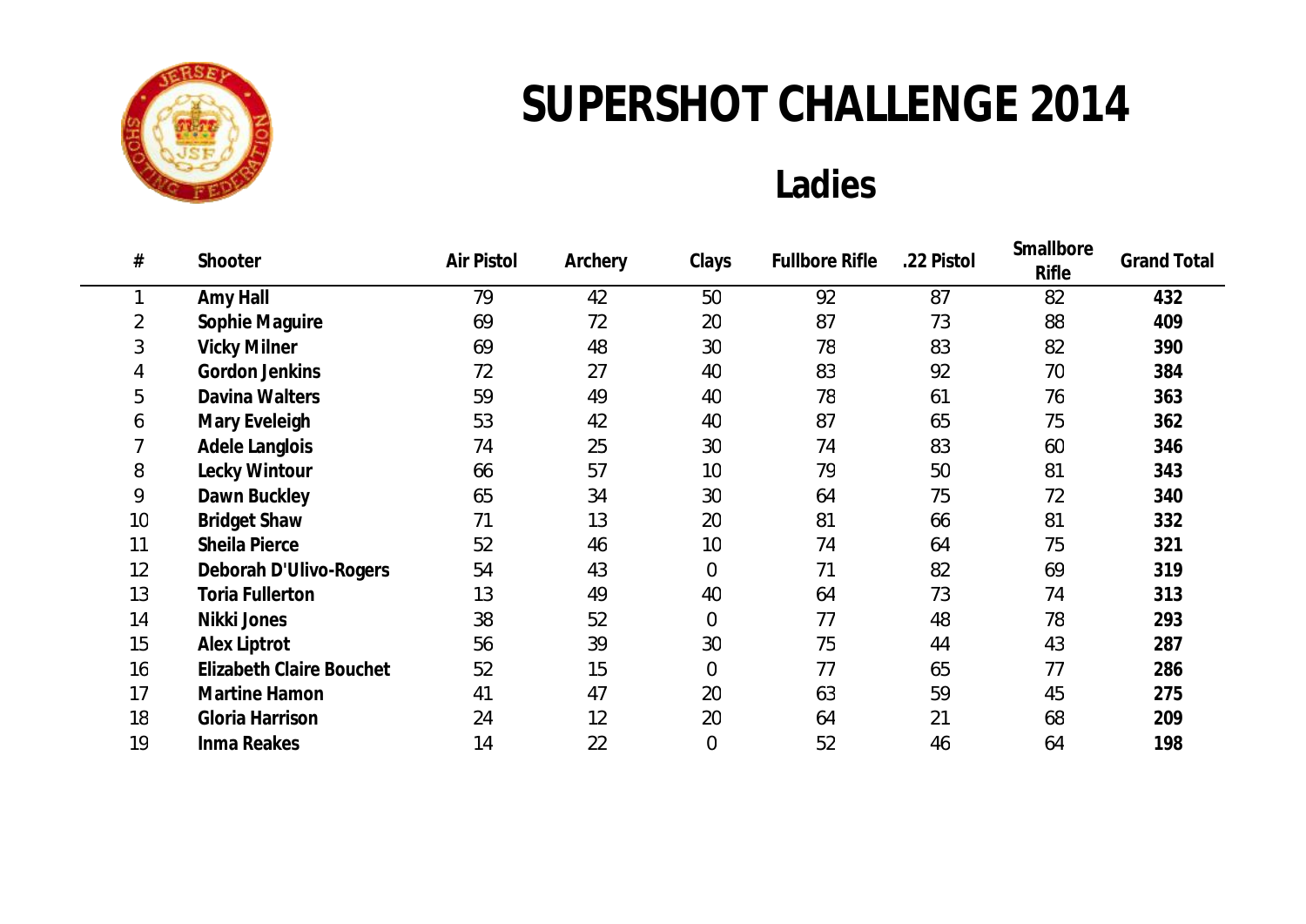# SUPERSHOT CHALLENGE 2014

## Ladies

| # | Shooter | Air Pistol | Archery | Clays | Fullbore Rifle | .22 Pistol | Smallbore Rifle | Grand Total |
|---|---|---|---|---|---|---|---|---|
| 1 | **Amy Hall** | 79 | 42 | 50 | 92 | 87 | 82 | **432** |
| 2 | **Sophie Maguire** | 69 | 72 | 20 | 87 | 73 | 88 | **409** |
| 3 | **Vicky Milner** | 69 | 48 | 30 | 78 | 83 | 82 | **390** |
| 4 | **Gordon Jenkins** | 72 | 27 | 40 | 83 | 92 | 70 | **384** |
| 5 | **Davina Walters** | 59 | 49 | 40 | 78 | 61 | 76 | **363** |
| 6 | **Mary Eveleigh** | 53 | 42 | 40 | 87 | 65 | 75 | **362** |
| 7 | **Adele Langlois** | 74 | 25 | 30 | 74 | 83 | 60 | **346** |
| 8 | **Lecky Wintour** | 66 | 57 | 10 | 79 | 50 | 81 | **343** |
| 9 | **Dawn Buckley** | 65 | 34 | 30 | 64 | 75 | 72 | **340** |
| 10 | **Bridget Shaw** | 71 | 13 | 20 | 81 | 66 | 81 | **332** |
| 11 | **Sheila Pierce** | 52 | 46 | 10 | 74 | 64 | 75 | **321** |
| 12 | **Deborah D'Ulivo-Rogers** | 54 | 43 | 0 | 71 | 82 | 69 | **319** |
| 13 | **Toria Fullerton** | 13 | 49 | 40 | 64 | 73 | 74 | **313** |
| 14 | **Nikki Jones** | 38 | 52 | 0 | 77 | 48 | 78 | **293** |
| 15 | **Alex Liptrot** | 56 | 39 | 30 | 75 | 44 | 43 | **287** |
| 16 | **Elizabeth Claire Bouchet** | 52 | 15 | 0 | 77 | 65 | 77 | **286** |
| 17 | **Martine Hamon** | 41 | 47 | 20 | 63 | 59 | 45 | **275** |
| 18 | **Gloria Harrison** | 24 | 12 | 20 | 64 | 21 | 68 | **209** |
| 19 | **Inma Reakes** | 14 | 22 | 0 | 52 | 46 | 64 | **198** |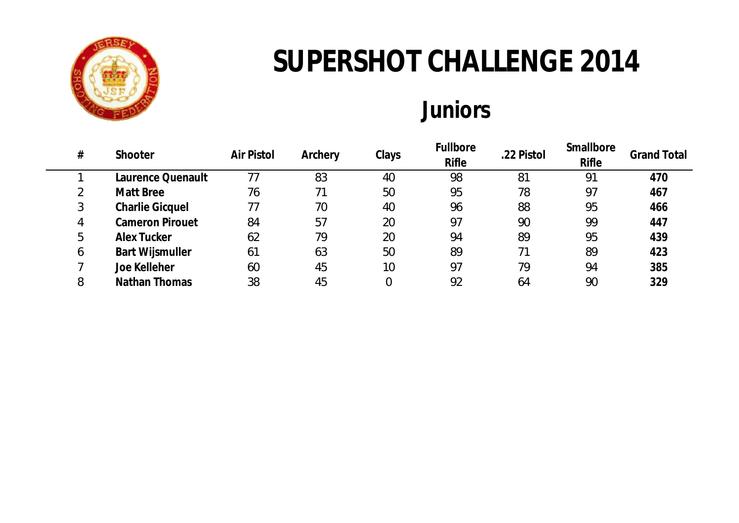# SUPERSHOT CHALLENGE 2014

## Juniors

| # | Shooter | Air Pistol | Archery | Clays | Fullbore Rifle | .22 Pistol | Smallbore Rifle | Grand Total |
|---|---|---|---|---|---|---|---|---|
| 1 | **Laurence Quenault** | 77 | 83 | 40 | 98 | 81 | 91 | **470** |
| 2 | **Matt Bree** | 76 | 71 | 50 | 95 | 78 | 97 | **467** |
| 3 | **Charlie Gicquel** | 77 | 70 | 40 | 96 | 88 | 95 | **466** |
| 4 | **Cameron Pirouet** | 84 | 57 | 20 | 97 | 90 | 99 | **447** |
| 5 | **Alex Tucker** | 62 | 79 | 20 | 94 | 89 | 95 | **439** |
| 6 | **Bart Wijsmuller** | 61 | 63 | 50 | 89 | 71 | 89 | **423** |
| 7 | **Joe Kelleher** | 60 | 45 | 10 | 97 | 79 | 94 | **385** |
| 8 | **Nathan Thomas** | 38 | 45 | 0 | 92 | 64 | 90 | **329** |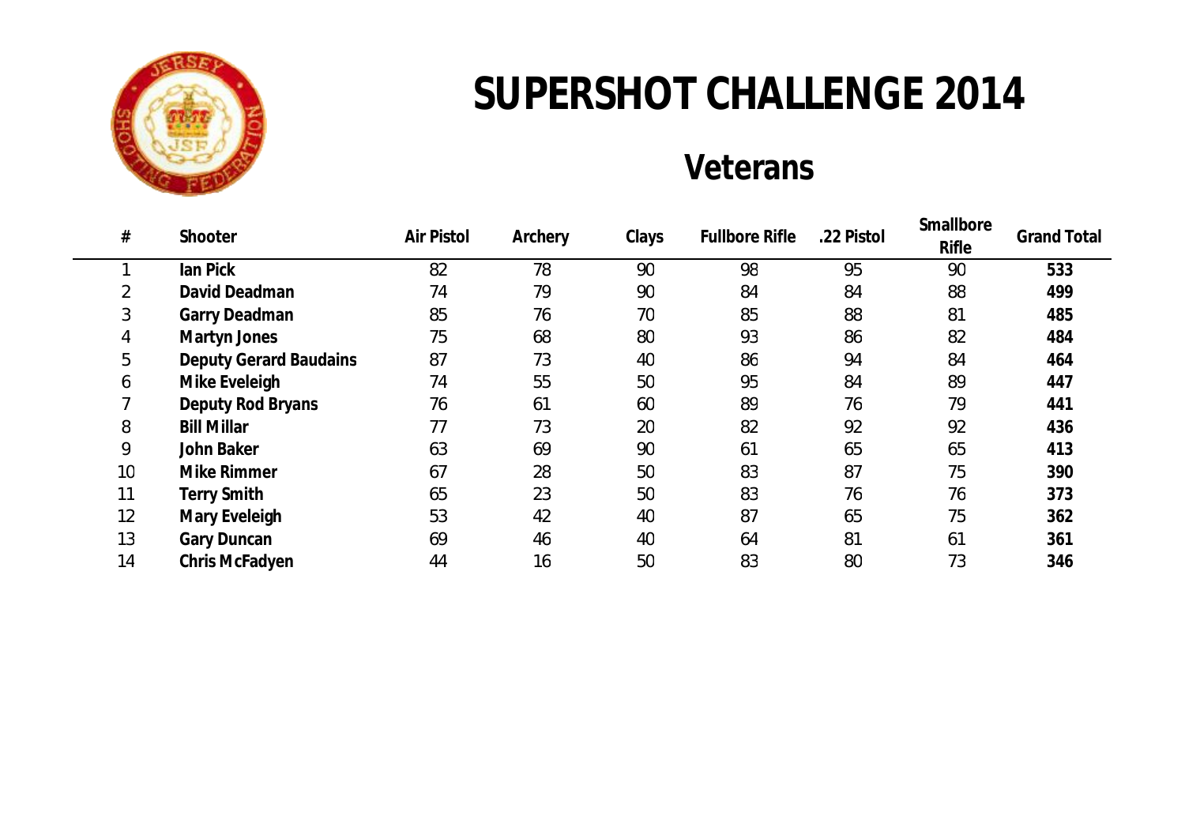# SUPERSHOT CHALLENGE 2014

## Veterans

| # | Shooter | Air Pistol | Archery | Clays | Fullbore Rifle | .22 Pistol | Smallbore Rifle | Grand Total |
|---|---|---|---|---|---|---|---|---|
| 1 | **Ian Pick** | 82 | 78 | 90 | 98 | 95 | 90 | **533** |
| 2 | **David Deadman** | 74 | 79 | 90 | 84 | 84 | 88 | **499** |
| 3 | **Garry Deadman** | 85 | 76 | 70 | 85 | 88 | 81 | **485** |
| 4 | **Martyn Jones** | 75 | 68 | 80 | 93 | 86 | 82 | **484** |
| 5 | **Deputy Gerard Baudains** | 87 | 73 | 40 | 86 | 94 | 84 | **464** |
| 6 | **Mike Eveleigh** | 74 | 55 | 50 | 95 | 84 | 89 | **447** |
| 7 | **Deputy Rod Bryans** | 76 | 61 | 60 | 89 | 76 | 79 | **441** |
| 8 | **Bill Millar** | 77 | 73 | 20 | 82 | 92 | 92 | **436** |
| 9 | **John Baker** | 63 | 69 | 90 | 61 | 65 | 65 | **413** |
| 10 | **Mike Rimmer** | 67 | 28 | 50 | 83 | 87 | 75 | **390** |
| 11 | **Terry Smith** | 65 | 23 | 50 | 83 | 76 | 76 | **373** |
| 12 | **Mary Eveleigh** | 53 | 42 | 40 | 87 | 65 | 75 | **362** |
| 13 | **Gary Duncan** | 69 | 46 | 40 | 64 | 81 | 61 | **361** |
| 14 | **Chris McFadyen** | 44 | 16 | 50 | 83 | 80 | 73 | **346** |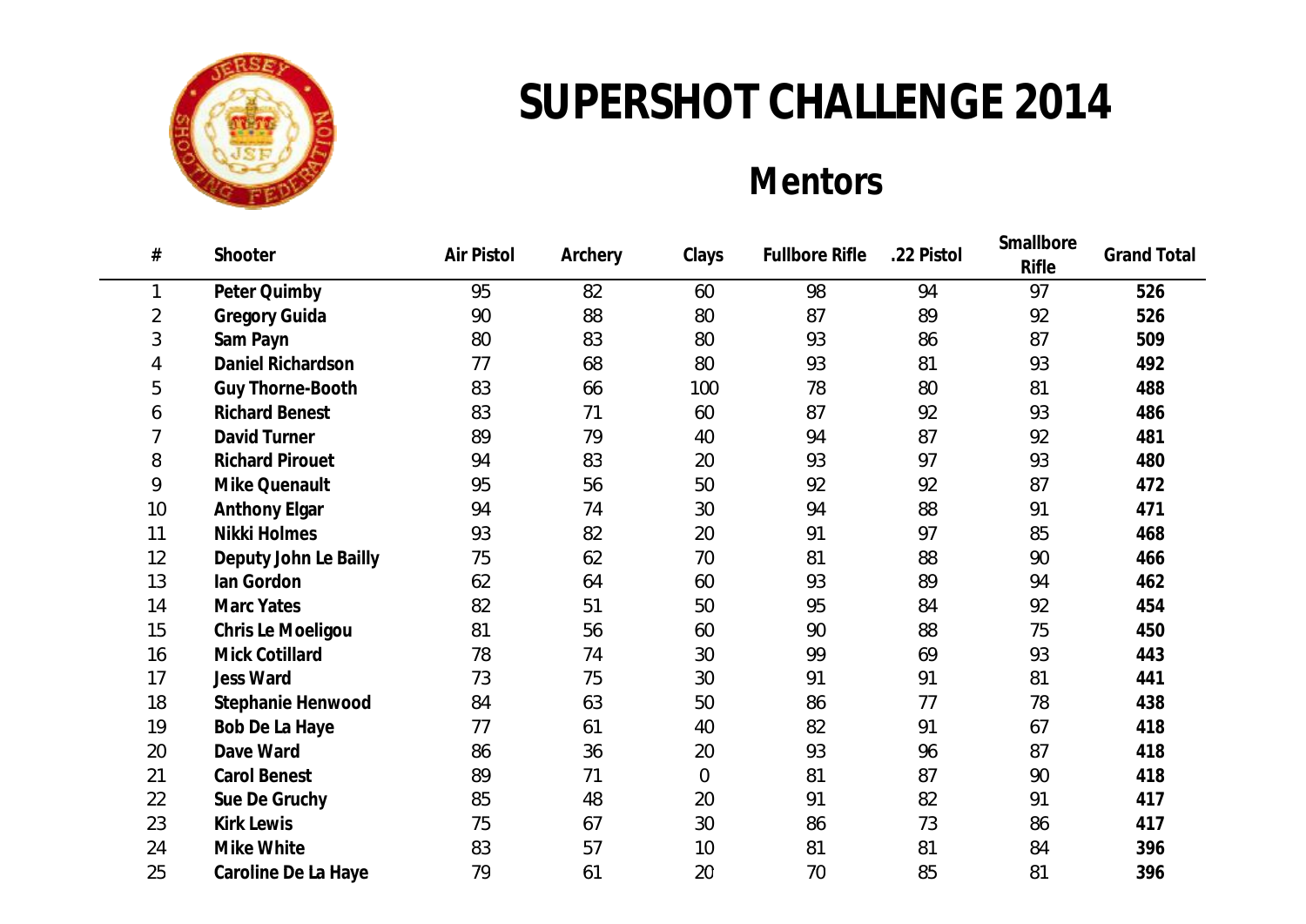# SUPERSHOT CHALLENGE 2014

## Mentors

| # | Shooter | Air Pistol | Archery | Clays | Fullbore Rifle | .22 Pistol | Smallbore Rifle | Grand Total |
|---|---|---|---|---|---|---|---|---|
| 1 | **Peter Quimby** | 95 | 82 | 60 | 98 | 94 | 97 | **526** |
| 2 | **Gregory Guida** | 90 | 88 | 80 | 87 | 89 | 92 | **526** |
| 3 | **Sam Payn** | 80 | 83 | 80 | 93 | 86 | 87 | **509** |
| 4 | **Daniel Richardson** | 77 | 68 | 80 | 93 | 81 | 93 | **492** |
| 5 | **Guy Thorne-Booth** | 83 | 66 | 100 | 78 | 80 | 81 | **488** |
| 6 | **Richard Benest** | 83 | 71 | 60 | 87 | 92 | 93 | **486** |
| 7 | **David Turner** | 89 | 79 | 40 | 94 | 87 | 92 | **481** |
| 8 | **Richard Pirouet** | 94 | 83 | 20 | 93 | 97 | 93 | **480** |
| 9 | **Mike Quenault** | 95 | 56 | 50 | 92 | 92 | 87 | **472** |
| 10 | **Anthony Elgar** | 94 | 74 | 30 | 94 | 88 | 91 | **471** |
| 11 | **Nikki Holmes** | 93 | 82 | 20 | 91 | 97 | 85 | **468** |
| 12 | **Deputy John Le Bailly** | 75 | 62 | 70 | 81 | 88 | 90 | **466** |
| 13 | **Ian Gordon** | 62 | 64 | 60 | 93 | 89 | 94 | **462** |
| 14 | **Marc Yates** | 82 | 51 | 50 | 95 | 84 | 92 | **454** |
| 15 | **Chris Le Moeligou** | 81 | 56 | 60 | 90 | 88 | 75 | **450** |
| 16 | **Mick Cotillard** | 78 | 74 | 30 | 99 | 69 | 93 | **443** |
| 17 | **Jess Ward** | 73 | 75 | 30 | 91 | 91 | 81 | **441** |
| 18 | **Stephanie Henwood** | 84 | 63 | 50 | 86 | 77 | 78 | **438** |
| 19 | **Bob De La Haye** | 77 | 61 | 40 | 82 | 91 | 67 | **418** |
| 20 | **Dave Ward** | 86 | 36 | 20 | 93 | 96 | 87 | **418** |
| 21 | **Carol Benest** | 89 | 71 | 0 | 81 | 87 | 90 | **418** |
| 22 | **Sue De Gruchy** | 85 | 48 | 20 | 91 | 82 | 91 | **417** |
| 23 | **Kirk Lewis** | 75 | 67 | 30 | 86 | 73 | 86 | **417** |
| 24 | **Mike White** | 83 | 57 | 10 | 81 | 81 | 84 | **396** |
| 25 | **Caroline De La Haye** | 79 | 61 | 20 | 70 | 85 | 81 | **396** |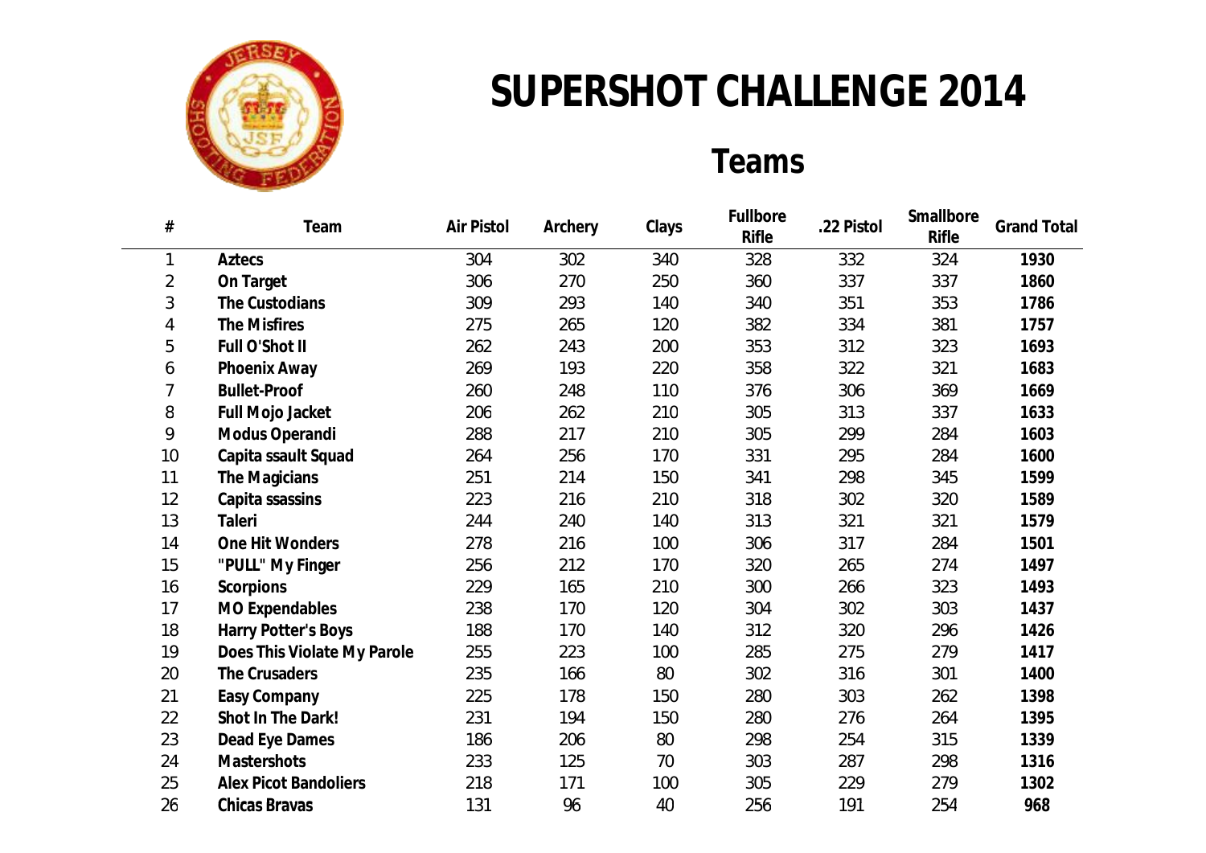# SUPERSHOT CHALLENGE 2014

## Teams

| # | Team | Air Pistol | Archery | Clays | Fullbore Rifle | .22 Pistol | Smallbore Rifle | Grand Total |
|---|---|---|---|---|---|---|---|---|
| 1 | **Aztecs** | 304 | 302 | 340 | 328 | 332 | 324 | **1930** |
| 2 | **On Target** | 306 | 270 | 250 | 360 | 337 | 337 | **1860** |
| 3 | **The Custodians** | 309 | 293 | 140 | 340 | 351 | 353 | **1786** |
| 4 | **The Misfires** | 275 | 265 | 120 | 382 | 334 | 381 | **1757** |
| 5 | **Full O'Shot II** | 262 | 243 | 200 | 353 | 312 | 323 | **1693** |
| 6 | **Phoenix Away** | 269 | 193 | 220 | 358 | 322 | 321 | **1683** |
| 7 | **Bullet-Proof** | 260 | 248 | 110 | 376 | 306 | 369 | **1669** |
| 8 | **Full Mojo Jacket** | 206 | 262 | 210 | 305 | 313 | 337 | **1633** |
| 9 | **Modus Operandi** | 288 | 217 | 210 | 305 | 299 | 284 | **1603** |
| 10 | **Capita ssault Squad** | 264 | 256 | 170 | 331 | 295 | 284 | **1600** |
| 11 | **The Magicians** | 251 | 214 | 150 | 341 | 298 | 345 | **1599** |
| 12 | **Capita ssassins** | 223 | 216 | 210 | 318 | 302 | 320 | **1589** |
| 13 | **Taleri** | 244 | 240 | 140 | 313 | 321 | 321 | **1579** |
| 14 | **One Hit Wonders** | 278 | 216 | 100 | 306 | 317 | 284 | **1501** |
| 15 | **"PULL" My Finger** | 256 | 212 | 170 | 320 | 265 | 274 | **1497** |
| 16 | **Scorpions** | 229 | 165 | 210 | 300 | 266 | 323 | **1493** |
| 17 | **MO Expendables** | 238 | 170 | 120 | 304 | 302 | 303 | **1437** |
| 18 | **Harry Potter's Boys** | 188 | 170 | 140 | 312 | 320 | 296 | **1426** |
| 19 | **Does This Violate My Parole** | 255 | 223 | 100 | 285 | 275 | 279 | **1417** |
| 20 | **The Crusaders** | 235 | 166 | 80 | 302 | 316 | 301 | **1400** |
| 21 | **Easy Company** | 225 | 178 | 150 | 280 | 303 | 262 | **1398** |
| 22 | **Shot In The Dark!** | 231 | 194 | 150 | 280 | 276 | 264 | **1395** |
| 23 | **Dead Eye Dames** | 186 | 206 | 80 | 298 | 254 | 315 | **1339** |
| 24 | **Mastershots** | 233 | 125 | 70 | 303 | 287 | 298 | **1316** |
| 25 | **Alex Picot Bandoliers** | 218 | 171 | 100 | 305 | 229 | 279 | **1302** |
| 26 | **Chicas Bravas** | 131 | 96 | 40 | 256 | 191 | 254 | **968** |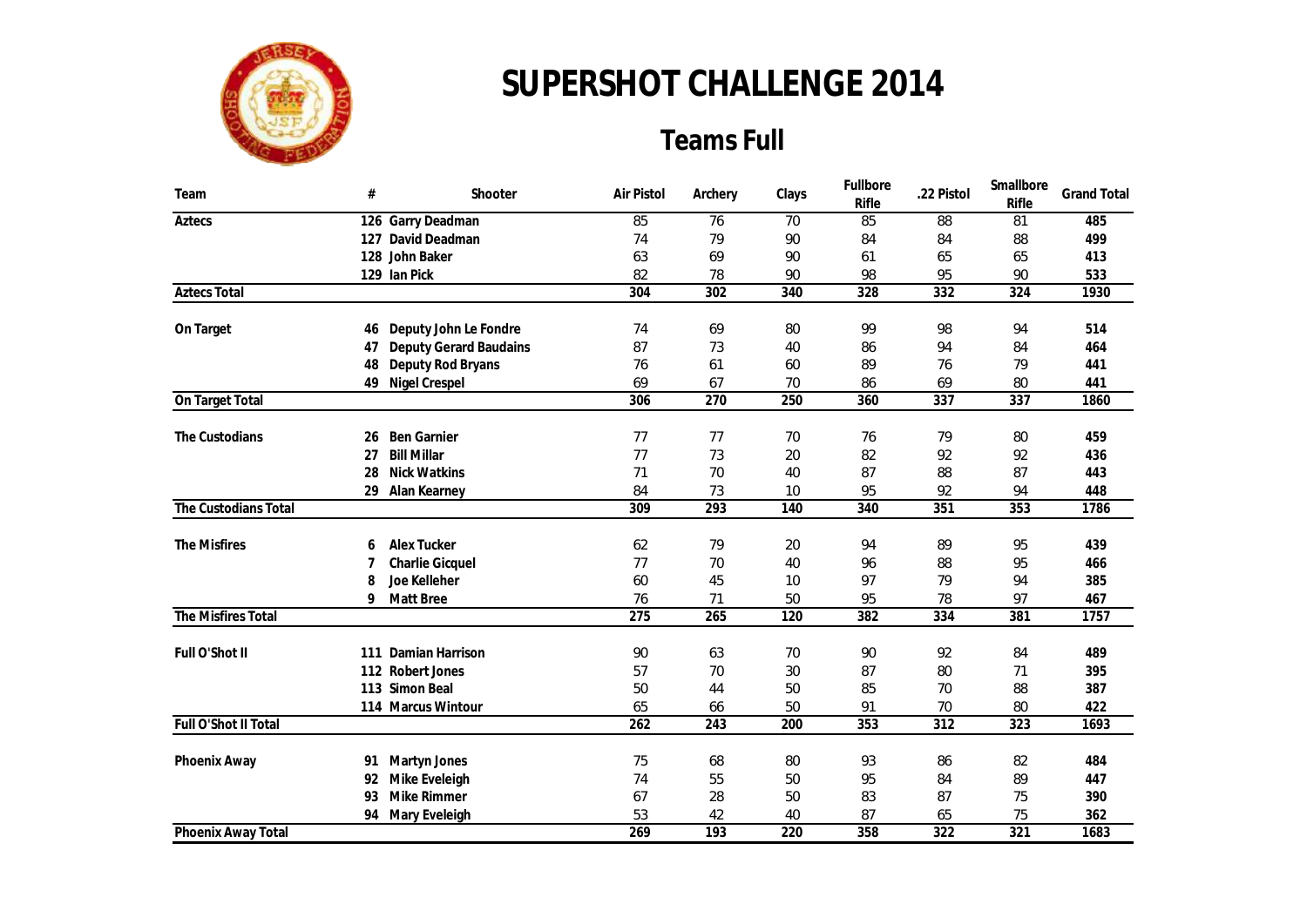# SUPERSHOT CHALLENGE 2014

## Teams Full

| Team | # | Shooter | Air Pistol | Archery | Clays | Fullbore Rifle | .22 Pistol | Smallbore Rifle | Grand Total |
|---|---|---|---|---|---|---|---|---|---|
| Aztecs | 126 | Garry Deadman | 85 | 76 | 70 | 85 | 88 | 81 | **485** |
| | 127 | David Deadman | 74 | 79 | 90 | 84 | 84 | 88 | **499** |
| | 128 | John Baker | 63 | 69 | 90 | 61 | 65 | 65 | **413** |
| | 129 | Ian Pick | 82 | 78 | 90 | 98 | 95 | 90 | **533** |
| **Aztecs Total** | | | **304** | **302** | **340** | **328** | **332** | **324** | **1930** |
| On Target | 46 | Deputy John Le Fondre | 74 | 69 | 80 | 99 | 98 | 94 | **514** |
| | 47 | Deputy Gerard Baudains | 87 | 73 | 40 | 86 | 94 | 84 | **464** |
| | 48 | Deputy Rod Bryans | 76 | 61 | 60 | 89 | 76 | 79 | **441** |
| | 49 | Nigel Crespel | 69 | 67 | 70 | 86 | 69 | 80 | **441** |
| **On Target Total** | | | **306** | **270** | **250** | **360** | **337** | **337** | **1860** |
| The Custodians | 26 | Ben Garnier | 77 | 77 | 70 | 76 | 79 | 80 | **459** |
| | 27 | Bill Millar | 77 | 73 | 20 | 82 | 92 | 92 | **436** |
| | 28 | Nick Watkins | 71 | 70 | 40 | 87 | 88 | 87 | **443** |
| | 29 | Alan Kearney | 84 | 73 | 10 | 95 | 92 | 94 | **448** |
| **The Custodians Total** | | | **309** | **293** | **140** | **340** | **351** | **353** | **1786** |
| The Misfires | 6 | Alex Tucker | 62 | 79 | 20 | 94 | 89 | 95 | **439** |
| | 7 | Charlie Gicquel | 77 | 70 | 40 | 96 | 88 | 95 | **466** |
| | 8 | Joe Kelleher | 60 | 45 | 10 | 97 | 79 | 94 | **385** |
| | 9 | Matt Bree | 76 | 71 | 50 | 95 | 78 | 97 | **467** |
| **The Misfires Total** | | | **275** | **265** | **120** | **382** | **334** | **381** | **1757** |
| Full O'Shot II | 111 | Damian Harrison | 90 | 63 | 70 | 90 | 92 | 84 | **489** |
| | 112 | Robert Jones | 57 | 70 | 30 | 87 | 80 | 71 | **395** |
| | 113 | Simon Beal | 50 | 44 | 50 | 85 | 70 | 88 | **387** |
| | 114 | Marcus Wintour | 65 | 66 | 50 | 91 | 70 | 80 | **422** |
| **Full O'Shot II Total** | | | **262** | **243** | **200** | **353** | **312** | **323** | **1693** |
| Phoenix Away | 91 | Martyn Jones | 75 | 68 | 80 | 93 | 86 | 82 | **484** |
| | 92 | Mike Eveleigh | 74 | 55 | 50 | 95 | 84 | 89 | **447** |
| | 93 | Mike Rimmer | 67 | 28 | 50 | 83 | 87 | 75 | **390** |
| | 94 | Mary Eveleigh | 53 | 42 | 40 | 87 | 65 | 75 | **362** |
| **Phoenix Away Total** | | | **269** | **193** | **220** | **358** | **322** | **321** | **1683** |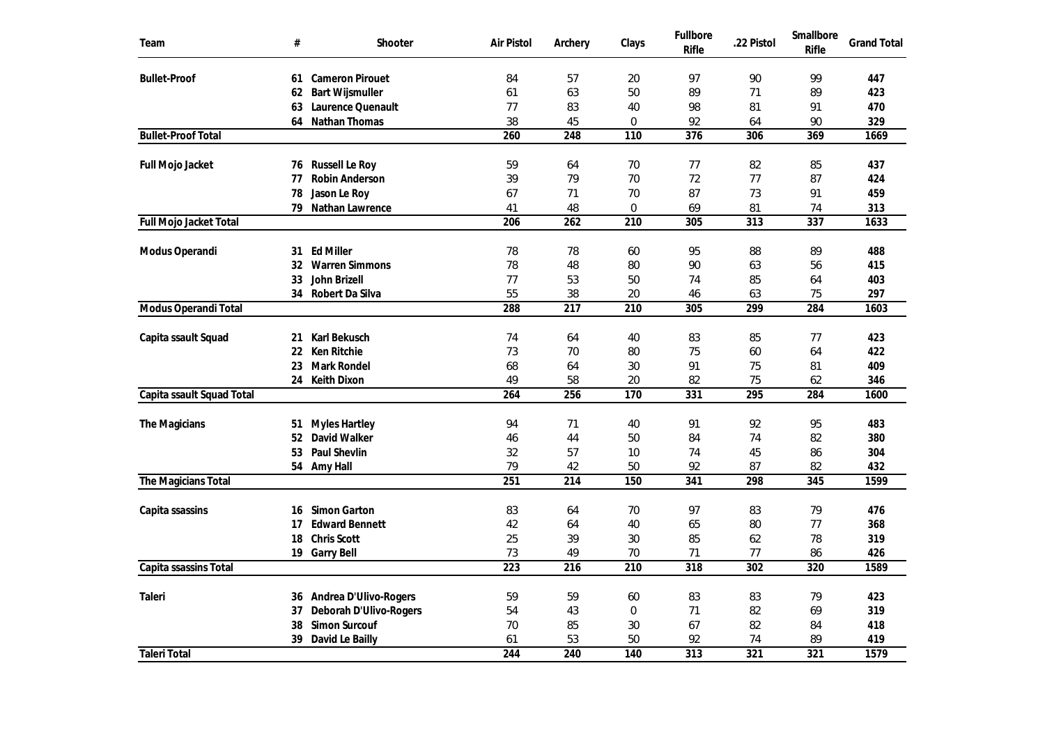| Team | # | Shooter | Air Pistol | Archery | Clays | Fullbore Rifle | .22 Pistol | Smallbore Rifle | Grand Total |
|---|---|---|---|---|---|---|---|---|---|
| **Bullet-Proof** | **61** | **Cameron Pirouet** | 84 | 57 | 20 | 97 | 90 | 99 | **447** |
| | **62** | **Bart Wijsmuller** | 61 | 63 | 50 | 89 | 71 | 89 | **423** |
| | **63** | **Laurence Quenault** | 77 | 83 | 40 | 98 | 81 | 91 | **470** |
| | **64** | **Nathan Thomas** | 38 | 45 | 0 | 92 | 64 | 90 | **329** |
| **Bullet-Proof Total** | | | **260** | **248** | **110** | **376** | **306** | **369** | **1669** |
| **Full Mojo Jacket** | **76** | **Russell Le Roy** | 59 | 64 | 70 | 77 | 82 | 85 | **437** |
| | **77** | **Robin Anderson** | 39 | 79 | 70 | 72 | 77 | 87 | **424** |
| | **78** | **Jason Le Roy** | 67 | 71 | 70 | 87 | 73 | 91 | **459** |
| | **79** | **Nathan Lawrence** | 41 | 48 | 0 | 69 | 81 | 74 | **313** |
| **Full Mojo Jacket Total** | | | **206** | **262** | **210** | **305** | **313** | **337** | **1633** |
| **Modus Operandi** | **31** | **Ed Miller** | 78 | 78 | 60 | 95 | 88 | 89 | **488** |
| | **32** | **Warren Simmons** | 78 | 48 | 80 | 90 | 63 | 56 | **415** |
| | **33** | **John Brizell** | 77 | 53 | 50 | 74 | 85 | 64 | **403** |
| | **34** | **Robert Da Silva** | 55 | 38 | 20 | 46 | 63 | 75 | **297** |
| **Modus Operandi Total** | | | **288** | **217** | **210** | **305** | **299** | **284** | **1603** |
| **Capita ssault Squad** | **21** | **Karl Bekusch** | 74 | 64 | 40 | 83 | 85 | 77 | **423** |
| | **22** | **Ken Ritchie** | 73 | 70 | 80 | 75 | 60 | 64 | **422** |
| | **23** | **Mark Rondel** | 68 | 64 | 30 | 91 | 75 | 81 | **409** |
| | **24** | **Keith Dixon** | 49 | 58 | 20 | 82 | 75 | 62 | **346** |
| **Capita ssault Squad Total** | | | **264** | **256** | **170** | **331** | **295** | **284** | **1600** |
| **The Magicians** | **51** | **Myles Hartley** | 94 | 71 | 40 | 91 | 92 | 95 | **483** |
| | **52** | **David Walker** | 46 | 44 | 50 | 84 | 74 | 82 | **380** |
| | **53** | **Paul Shevlin** | 32 | 57 | 10 | 74 | 45 | 86 | **304** |
| | **54** | **Amy Hall** | 79 | 42 | 50 | 92 | 87 | 82 | **432** |
| **The Magicians Total** | | | **251** | **214** | **150** | **341** | **298** | **345** | **1599** |
| **Capita ssassins** | **16** | **Simon Garton** | 83 | 64 | 70 | 97 | 83 | 79 | **476** |
| | **17** | **Edward Bennett** | 42 | 64 | 40 | 65 | 80 | 77 | **368** |
| | **18** | **Chris Scott** | 25 | 39 | 30 | 85 | 62 | 78 | **319** |
| | **19** | **Garry Bell** | 73 | 49 | 70 | 71 | 77 | 86 | **426** |
| **Capita ssassins Total** | | | **223** | **216** | **210** | **318** | **302** | **320** | **1589** |
| **Taleri** | **36** | **Andrea D'Ulivo-Rogers** | 59 | 59 | 60 | 83 | 83 | 79 | **423** |
| | **37** | **Deborah D'Ulivo-Rogers** | 54 | 43 | 0 | 71 | 82 | 69 | **319** |
| | **38** | **Simon Surcouf** | 70 | 85 | 30 | 67 | 82 | 84 | **418** |
| | **39** | **David Le Bailly** | 61 | 53 | 50 | 92 | 74 | 89 | **419** |
| **Taleri Total** | | | **244** | **240** | **140** | **313** | **321** | **321** | **1579** |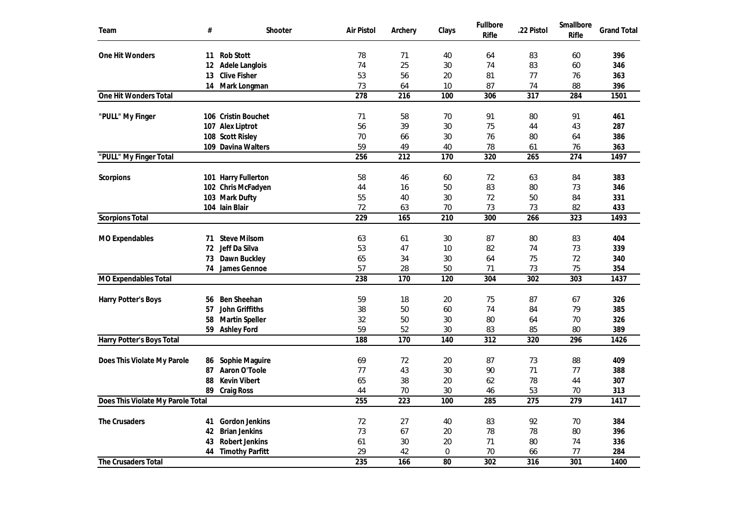| Team | # | Shooter | Air Pistol | Archery | Clays | Fullbore Rifle | .22 Pistol | Smallbore Rifle | Grand Total |
|---|---|---|---|---|---|---|---|---|---|
| One Hit Wonders | 11 | Rob Stott | 78 | 71 | 40 | 64 | 83 | 60 | **396** |
| | 12 | Adele Langlois | 74 | 25 | 30 | 74 | 83 | 60 | **346** |
| | 13 | Clive Fisher | 53 | 56 | 20 | 81 | 77 | 76 | **363** |
| | 14 | Mark Longman | 73 | 64 | 10 | 87 | 74 | 88 | **396** |
| **One Hit Wonders Total** | | | **278** | **216** | **100** | **306** | **317** | **284** | **1501** |
| "PULL" My Finger | 106 | Cristin Bouchet | 71 | 58 | 70 | 91 | 80 | 91 | **461** |
| | 107 | Alex Liptrot | 56 | 39 | 30 | 75 | 44 | 43 | **287** |
| | 108 | Scott Risley | 70 | 66 | 30 | 76 | 80 | 64 | **386** |
| | 109 | Davina Walters | 59 | 49 | 40 | 78 | 61 | 76 | **363** |
| **"PULL" My Finger Total** | | | **256** | **212** | **170** | **320** | **265** | **274** | **1497** |
| Scorpions | 101 | Harry Fullerton | 58 | 46 | 60 | 72 | 63 | 84 | **383** |
| | 102 | Chris McFadyen | 44 | 16 | 50 | 83 | 80 | 73 | **346** |
| | 103 | Mark Dufty | 55 | 40 | 30 | 72 | 50 | 84 | **331** |
| | 104 | Iain Blair | 72 | 63 | 70 | 73 | 73 | 82 | **433** |
| **Scorpions Total** | | | **229** | **165** | **210** | **300** | **266** | **323** | **1493** |
| MO Expendables | 71 | Steve Milsom | 63 | 61 | 30 | 87 | 80 | 83 | **404** |
| | 72 | Jeff Da Silva | 53 | 47 | 10 | 82 | 74 | 73 | **339** |
| | 73 | Dawn Buckley | 65 | 34 | 30 | 64 | 75 | 72 | **340** |
| | 74 | James Gennoe | 57 | 28 | 50 | 71 | 73 | 75 | **354** |
| **MO Expendables Total** | | | **238** | **170** | **120** | **304** | **302** | **303** | **1437** |
| Harry Potter's Boys | 56 | Ben Sheehan | 59 | 18 | 20 | 75 | 87 | 67 | **326** |
| | 57 | John Griffiths | 38 | 50 | 60 | 74 | 84 | 79 | **385** |
| | 58 | Martin Speller | 32 | 50 | 30 | 80 | 64 | 70 | **326** |
| | 59 | Ashley Ford | 59 | 52 | 30 | 83 | 85 | 80 | **389** |
| **Harry Potter's Boys Total** | | | **188** | **170** | **140** | **312** | **320** | **296** | **1426** |
| Does This Violate My Parole | 86 | Sophie Maguire | 69 | 72 | 20 | 87 | 73 | 88 | **409** |
| | 87 | Aaron O'Toole | 77 | 43 | 30 | 90 | 71 | 77 | **388** |
| | 88 | Kevin Vibert | 65 | 38 | 20 | 62 | 78 | 44 | **307** |
| | 89 | Craig Ross | 44 | 70 | 30 | 46 | 53 | 70 | **313** |
| **Does This Violate My Parole Total** | | | **255** | **223** | **100** | **285** | **275** | **279** | **1417** |
| The Crusaders | 41 | Gordon Jenkins | 72 | 27 | 40 | 83 | 92 | 70 | **384** |
| | 42 | Brian Jenkins | 73 | 67 | 20 | 78 | 78 | 80 | **396** |
| | 43 | Robert Jenkins | 61 | 30 | 20 | 71 | 80 | 74 | **336** |
| | 44 | Timothy Parfitt | 29 | 42 | 0 | 70 | 66 | 77 | **284** |
| **The Crusaders Total** | | | **235** | **166** | **80** | **302** | **316** | **301** | **1400** |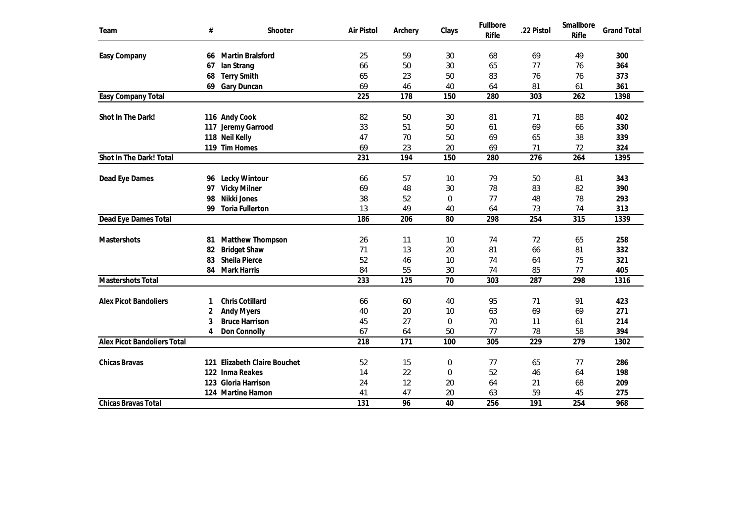| Team | # | Shooter | Air Pistol | Archery | Clays | Fullbore Rifle | .22 Pistol | Smallbore Rifle | Grand Total |
|---|---|---|---|---|---|---|---|---|---|
| Easy Company | 66 | Martin Bralsford | 25 | 59 | 30 | 68 | 69 | 49 | **300** |
| | 67 | Ian Strang | 66 | 50 | 30 | 65 | 77 | 76 | **364** |
| | 68 | Terry Smith | 65 | 23 | 50 | 83 | 76 | 76 | **373** |
| | 69 | Gary Duncan | 69 | 46 | 40 | 64 | 81 | 61 | **361** |
| **Easy Company Total** | | | **225** | **178** | **150** | **280** | **303** | **262** | **1398** |
| Shot In The Dark! | 116 | Andy Cook | 82 | 50 | 30 | 81 | 71 | 88 | **402** |
| | 117 | Jeremy Garrood | 33 | 51 | 50 | 61 | 69 | 66 | **330** |
| | 118 | Neil Kelly | 47 | 70 | 50 | 69 | 65 | 38 | **339** |
| | 119 | Tim Homes | 69 | 23 | 20 | 69 | 71 | 72 | **324** |
| **Shot In The Dark! Total** | | | **231** | **194** | **150** | **280** | **276** | **264** | **1395** |
| Dead Eye Dames | 96 | Lecky Wintour | 66 | 57 | 10 | 79 | 50 | 81 | **343** |
| | 97 | Vicky Milner | 69 | 48 | 30 | 78 | 83 | 82 | **390** |
| | 98 | Nikki Jones | 38 | 52 | 0 | 77 | 48 | 78 | **293** |
| | 99 | Toria Fullerton | 13 | 49 | 40 | 64 | 73 | 74 | **313** |
| **Dead Eye Dames Total** | | | **186** | **206** | **80** | **298** | **254** | **315** | **1339** |
| Mastershots | 81 | Matthew Thompson | 26 | 11 | 10 | 74 | 72 | 65 | **258** |
| | 82 | Bridget Shaw | 71 | 13 | 20 | 81 | 66 | 81 | **332** |
| | 83 | Sheila Pierce | 52 | 46 | 10 | 74 | 64 | 75 | **321** |
| | 84 | Mark Harris | 84 | 55 | 30 | 74 | 85 | 77 | **405** |
| **Mastershots Total** | | | **233** | **125** | **70** | **303** | **287** | **298** | **1316** |
| Alex Picot Bandoliers | 1 | Chris Cotillard | 66 | 60 | 40 | 95 | 71 | 91 | **423** |
| | 2 | Andy Myers | 40 | 20 | 10 | 63 | 69 | 69 | **271** |
| | 3 | Bruce Harrison | 45 | 27 | 0 | 70 | 11 | 61 | **214** |
| | 4 | Don Connolly | 67 | 64 | 50 | 77 | 78 | 58 | **394** |
| **Alex Picot Bandoliers Total** | | | **218** | **171** | **100** | **305** | **229** | **279** | **1302** |
| Chicas Bravas | 121 | Elizabeth Claire Bouchet | 52 | 15 | 0 | 77 | 65 | 77 | **286** |
| | 122 | Inma Reakes | 14 | 22 | 0 | 52 | 46 | 64 | **198** |
| | 123 | Gloria Harrison | 24 | 12 | 20 | 64 | 21 | 68 | **209** |
| | 124 | Martine Hamon | 41 | 47 | 20 | 63 | 59 | 45 | **275** |
| **Chicas Bravas Total** | | | **131** | **96** | **40** | **256** | **191** | **254** | **968** |